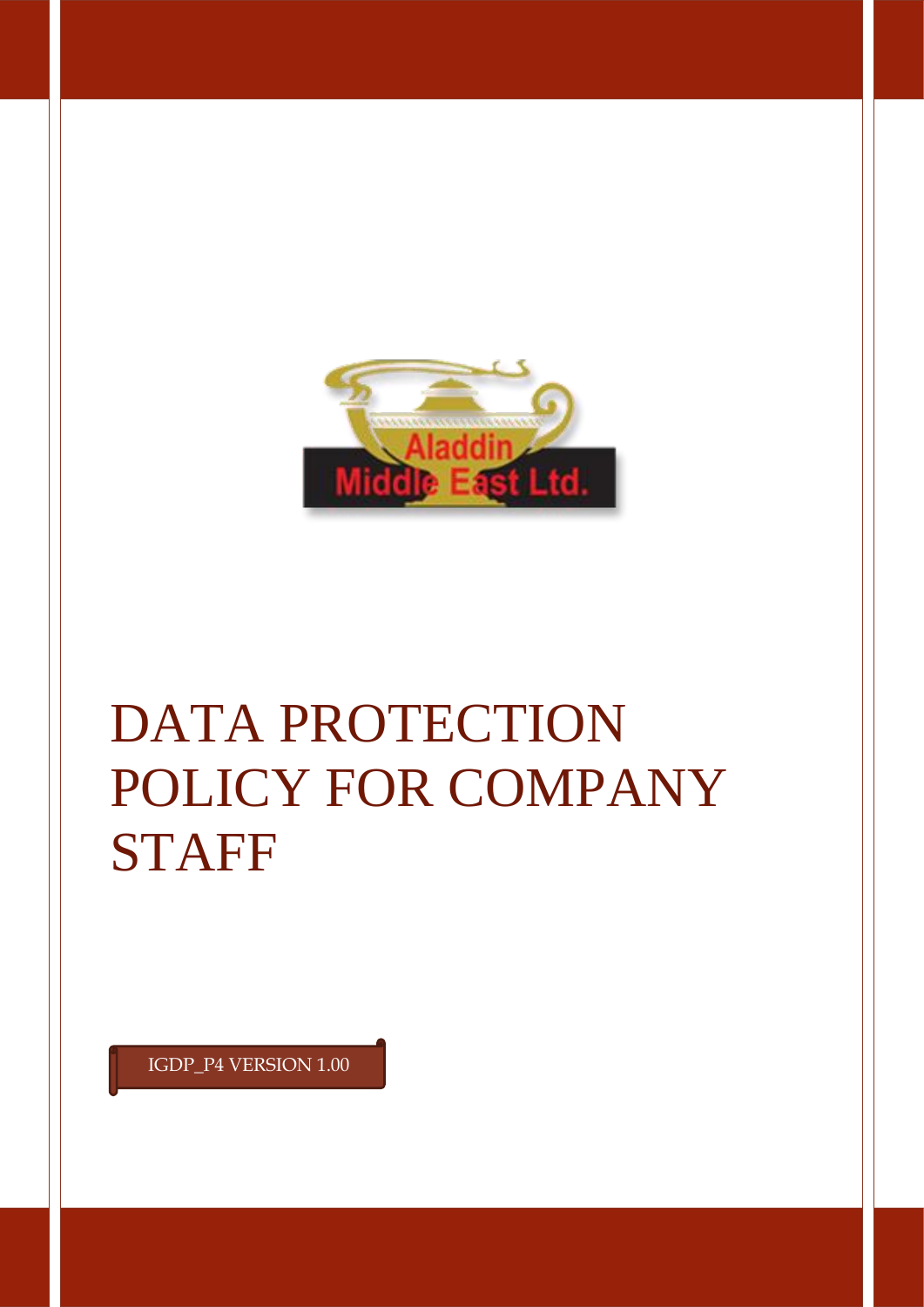Aladdin Middle East Ltd.

# DATA PROTECTION POLICY FOR COMPANY STAFF

IGDP_P4 VERSION 1.00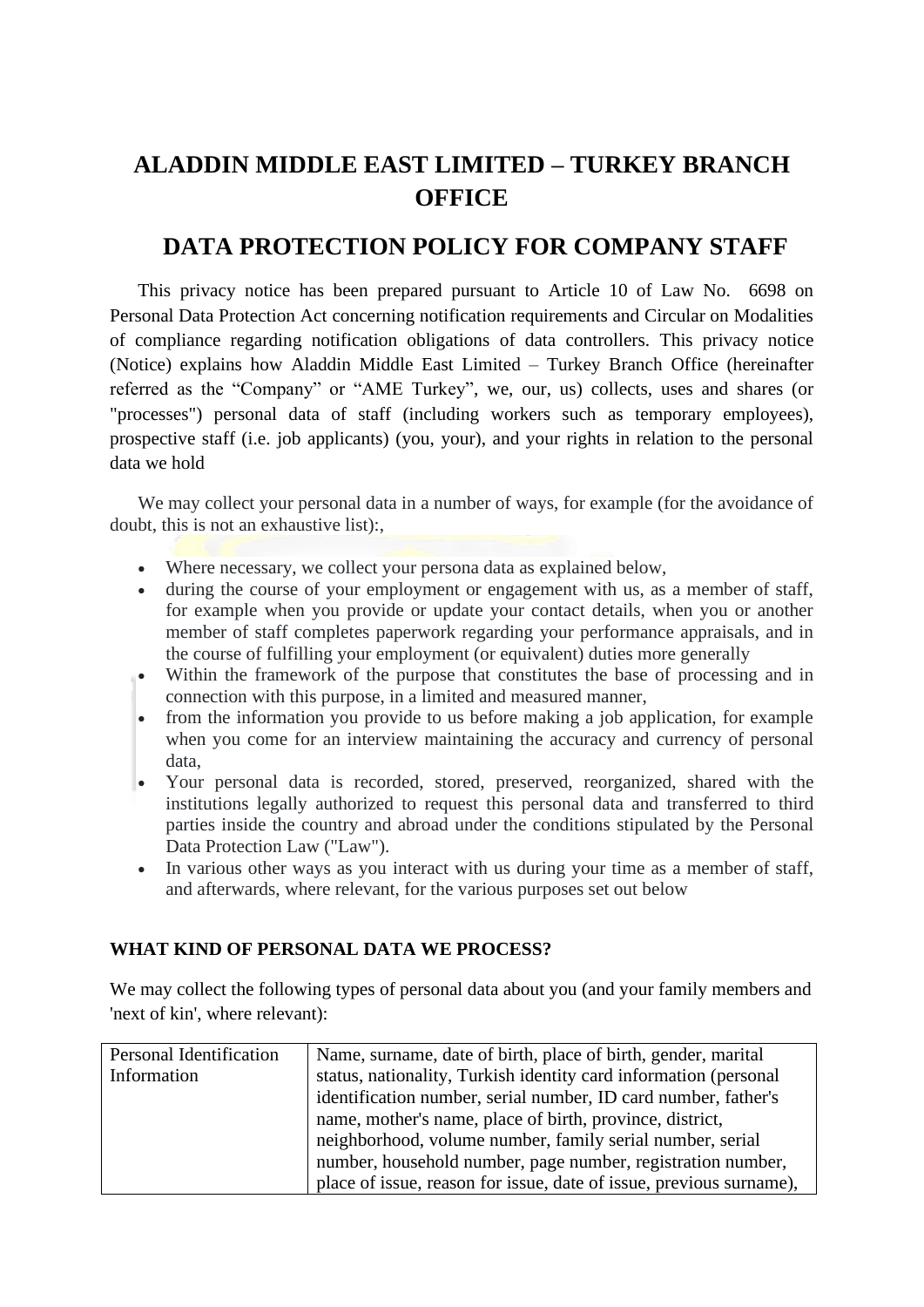# ALADDIN MIDDLE EAST LIMITED – TURKEY BRANCH OFFICE

# DATA PROTECTION POLICY FOR COMPANY STAFF

This privacy notice has been prepared pursuant to Article 10 of Law No. 6698 on Personal Data Protection Act concerning notification requirements and Circular on Modalities of compliance regarding notification obligations of data controllers. This privacy notice (Notice) explains how Aladdin Middle East Limited – Turkey Branch Office (hereinafter referred as the "Company" or "AME Turkey", we, our, us) collects, uses and shares (or "processes") personal data of staff (including workers such as temporary employees), prospective staff (i.e. job applicants) (you, your), and your rights in relation to the personal data we hold

We may collect your personal data in a number of ways, for example (for the avoidance of doubt, this is not an exhaustive list):,

- Where necessary, we collect your persona data as explained below,
- during the course of your employment or engagement with us, as a member of staff, for example when you provide or update your contact details, when you or another member of staff completes paperwork regarding your performance appraisals, and in the course of fulfilling your employment (or equivalent) duties more generally
- Within the framework of the purpose that constitutes the base of processing and in connection with this purpose, in a limited and measured manner,
- from the information you provide to us before making a job application, for example when you come for an interview maintaining the accuracy and currency of personal data,
- Your personal data is recorded, stored, preserved, reorganized, shared with the institutions legally authorized to request this personal data and transferred to third parties inside the country and abroad under the conditions stipulated by the Personal Data Protection Law ("Law").
- In various other ways as you interact with us during your time as a member of staff, and afterwards, where relevant, for the various purposes set out below

**WHAT KIND OF PERSONAL DATA WE PROCESS?**

We may collect the following types of personal data about you (and your family members and 'next of kin', where relevant):

| | |
|---|---|
| Personal Identification Information | Name, surname, date of birth, place of birth, gender, marital status, nationality, Turkish identity card information (personal identification number, serial number, ID card number, father's name, mother's name, place of birth, province, district, neighborhood, volume number, family serial number, serial number, household number, page number, registration number, place of issue, reason for issue, date of issue, previous surname), |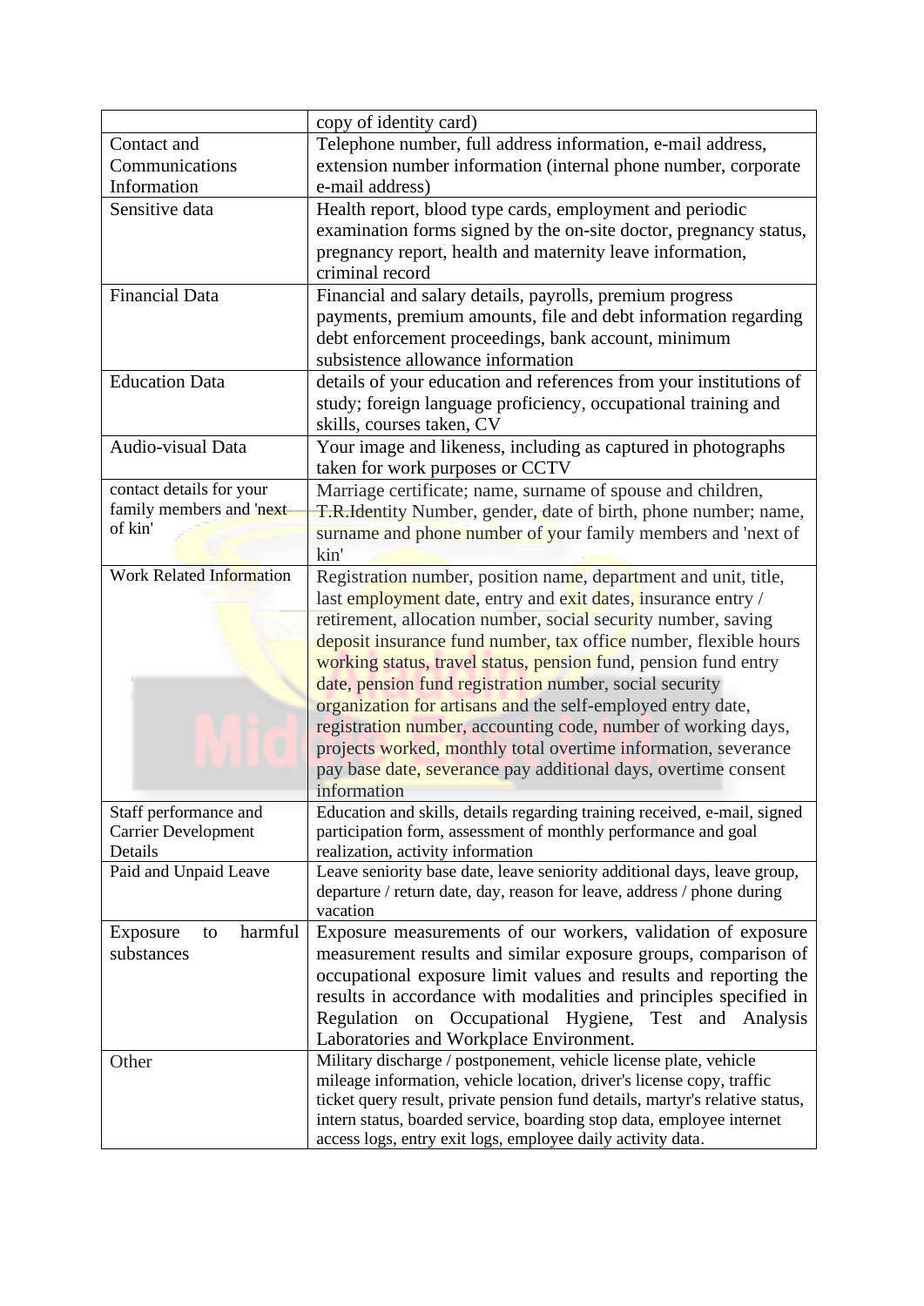| | |
|---|---|
| | copy of identity card) |
| Contact and Communications Information | Telephone number, full address information, e-mail address, extension number information (internal phone number, corporate e-mail address) |
| Sensitive data | Health report, blood type cards, employment and periodic examination forms signed by the on-site doctor, pregnancy status, pregnancy report, health and maternity leave information, criminal record |
| Financial Data | Financial and salary details, payrolls, premium progress payments, premium amounts, file and debt information regarding debt enforcement proceedings, bank account, minimum subsistence allowance information |
| Education Data | details of your education and references from your institutions of study; foreign language proficiency, occupational training and skills, courses taken, CV |
| Audio-visual Data | Your image and likeness, including as captured in photographs taken for work purposes or CCTV |
| contact details for your family members and 'next of kin' | Marriage certificate; name, surname of spouse and children, T.R.Identity Number, gender, date of birth, phone number; name, surname and phone number of your family members and 'next of kin' |
| Work Related Information | Registration number, position name, department and unit, title, last employment date, entry and exit dates, insurance entry / retirement, allocation number, social security number, saving deposit insurance fund number, tax office number, flexible hours working status, travel status, pension fund, pension fund entry date, pension fund registration number, social security organization for artisans and the self-employed entry date, registration number, accounting code, number of working days, projects worked, monthly total overtime information, severance pay base date, severance pay additional days, overtime consent information |
| Staff performance and Carrier Development Details | Education and skills, details regarding training received, e-mail, signed participation form, assessment of monthly performance and goal realization, activity information |
| Paid and Unpaid Leave | Leave seniority base date, leave seniority additional days, leave group, departure / return date, day, reason for leave, address / phone during vacation |
| Exposure to harmful substances | Exposure measurements of our workers, validation of exposure measurement results and similar exposure groups, comparison of occupational exposure limit values and results and reporting the results in accordance with modalities and principles specified in Regulation on Occupational Hygiene, Test and Analysis Laboratories and Workplace Environment. |
| Other | Military discharge / postponement, vehicle license plate, vehicle mileage information, vehicle location, driver's license copy, traffic ticket query result, private pension fund details, martyr's relative status, intern status, boarded service, boarding stop data, employee internet access logs, entry exit logs, employee daily activity data. |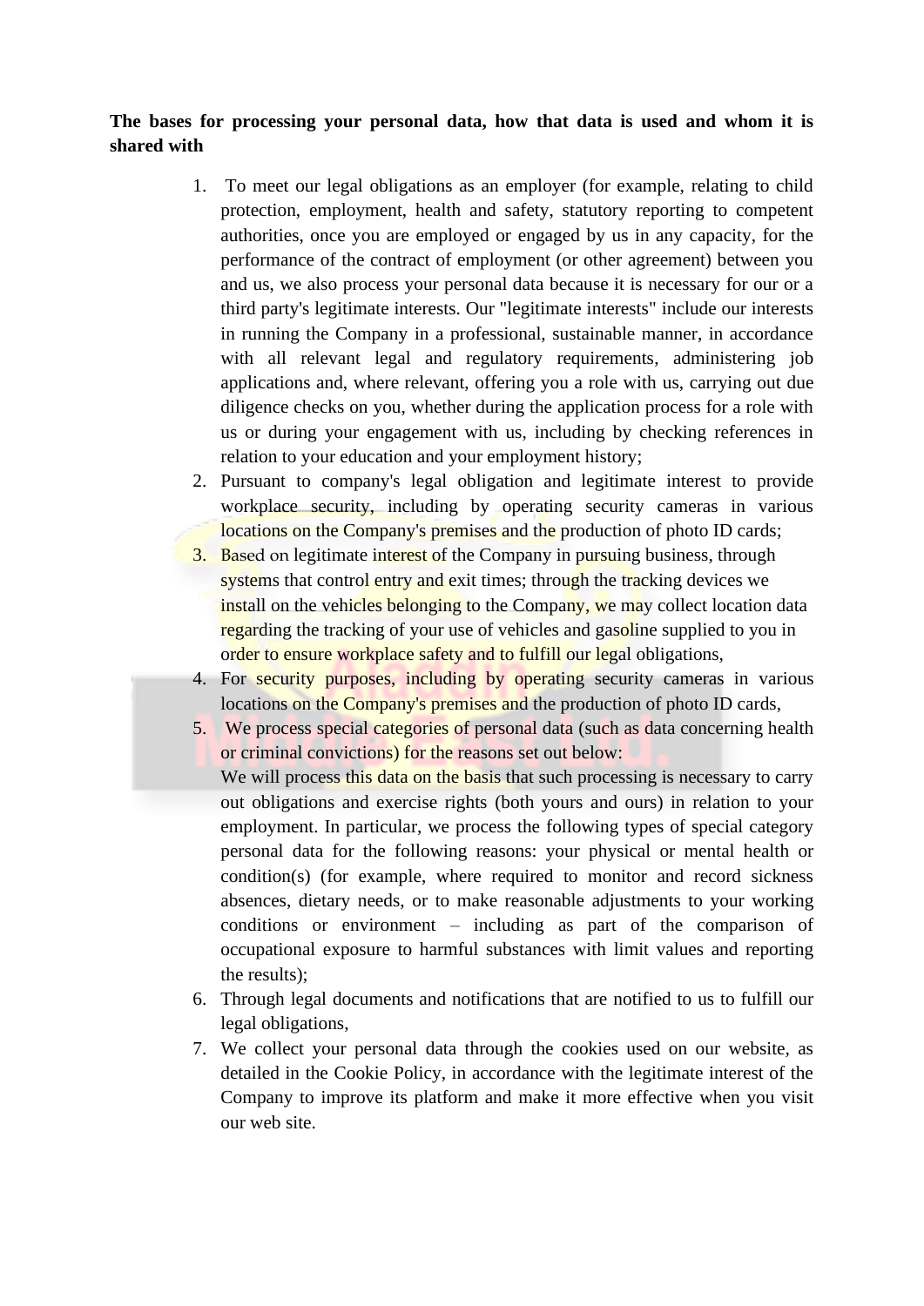**The bases for processing your personal data, how that data is used and whom it is shared with**

1. To meet our legal obligations as an employer (for example, relating to child protection, employment, health and safety, statutory reporting to competent authorities, once you are employed or engaged by us in any capacity, for the performance of the contract of employment (or other agreement) between you and us, we also process your personal data because it is necessary for our or a third party's legitimate interests. Our "legitimate interests" include our interests in running the Company in a professional, sustainable manner, in accordance with all relevant legal and regulatory requirements, administering job applications and, where relevant, offering you a role with us, carrying out due diligence checks on you, whether during the application process for a role with us or during your engagement with us, including by checking references in relation to your education and your employment history;
2. Pursuant to company's legal obligation and legitimate interest to provide workplace security, including by operating security cameras in various locations on the Company's premises and the production of photo ID cards;
3. Based on legitimate interest of the Company in pursuing business, through systems that control entry and exit times; through the tracking devices we install on the vehicles belonging to the Company, we may collect location data regarding the tracking of your use of vehicles and gasoline supplied to you in order to ensure workplace safety and to fulfill our legal obligations,
4. For security purposes, including by operating security cameras in various locations on the Company's premises and the production of photo ID cards,
5. We process special categories of personal data (such as data concerning health or criminal convictions) for the reasons set out below:
   We will process this data on the basis that such processing is necessary to carry out obligations and exercise rights (both yours and ours) in relation to your employment. In particular, we process the following types of special category personal data for the following reasons: your physical or mental health or condition(s) (for example, where required to monitor and record sickness absences, dietary needs, or to make reasonable adjustments to your working conditions or environment – including as part of the comparison of occupational exposure to harmful substances with limit values and reporting the results);
6. Through legal documents and notifications that are notified to us to fulfill our legal obligations,
7. We collect your personal data through the cookies used on our website, as detailed in the Cookie Policy, in accordance with the legitimate interest of the Company to improve its platform and make it more effective when you visit our web site.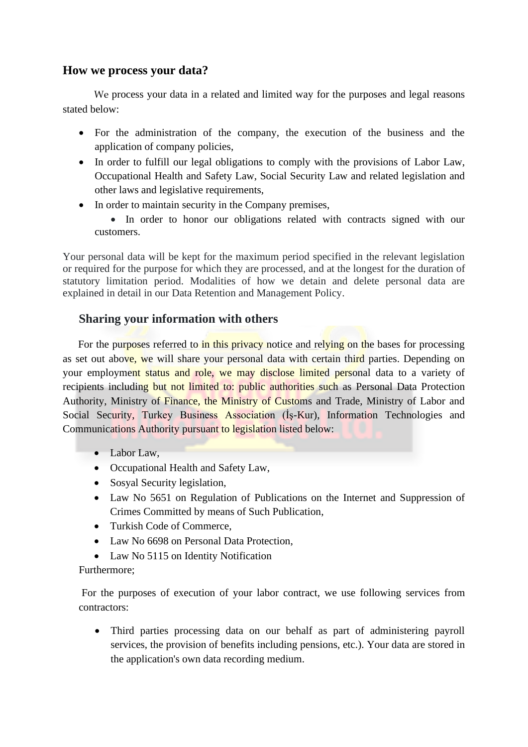### How we process your data?

We process your data in a related and limited way for the purposes and legal reasons stated below:

- For the administration of the company, the execution of the business and the application of company policies,
- In order to fulfill our legal obligations to comply with the provisions of Labor Law, Occupational Health and Safety Law, Social Security Law and related legislation and other laws and legislative requirements,
- In order to maintain security in the Company premises,
- In order to honor our obligations related with contracts signed with our customers.

Your personal data will be kept for the maximum period specified in the relevant legislation or required for the purpose for which they are processed, and at the longest for the duration of statutory limitation period. Modalities of how we detain and delete personal data are explained in detail in our Data Retention and Management Policy.

### Sharing your information with others

For the purposes referred to in this privacy notice and relying on the bases for processing as set out above, we will share your personal data with certain third parties. Depending on your employment status and role, we may disclose limited personal data to a variety of recipients including but not limited to: public authorities such as Personal Data Protection Authority, Ministry of Finance, the Ministry of Customs and Trade, Ministry of Labor and Social Security, Turkey Business Association (İş-Kur), Information Technologies and Communications Authority pursuant to legislation listed below:

- Labor Law,
- Occupational Health and Safety Law,
- Sosyal Security legislation,
- Law No 5651 on Regulation of Publications on the Internet and Suppression of Crimes Committed by means of Such Publication,
- Turkish Code of Commerce,
- Law No 6698 on Personal Data Protection,
- Law No 5115 on Identity Notification

Furthermore;

For the purposes of execution of your labor contract, we use following services from contractors:

- Third parties processing data on our behalf as part of administering payroll services, the provision of benefits including pensions, etc.). Your data are stored in the application's own data recording medium.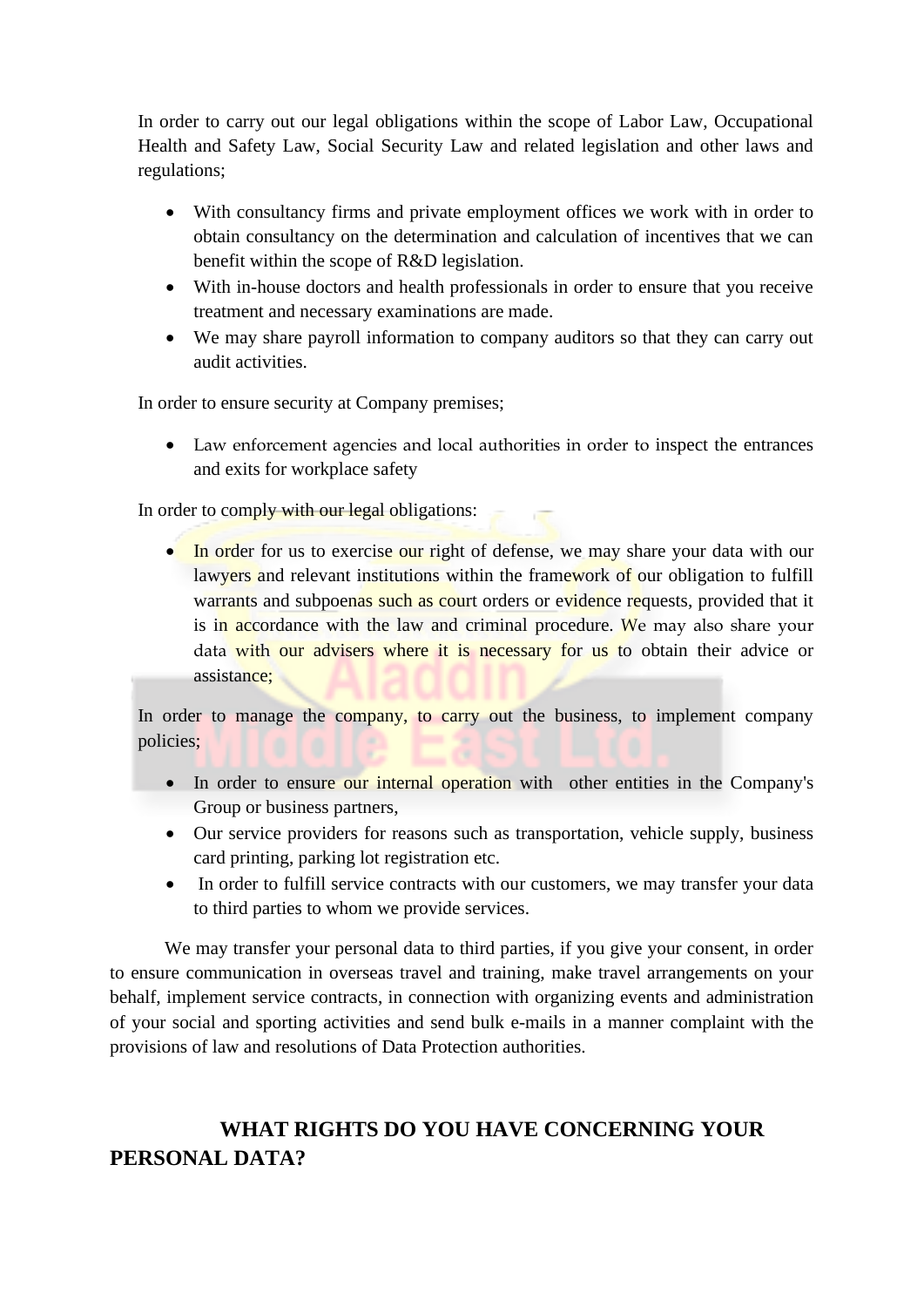In order to carry out our legal obligations within the scope of Labor Law, Occupational Health and Safety Law, Social Security Law and related legislation and other laws and regulations;

- With consultancy firms and private employment offices we work with in order to obtain consultancy on the determination and calculation of incentives that we can benefit within the scope of R&D legislation.
- With in-house doctors and health professionals in order to ensure that you receive treatment and necessary examinations are made.
- We may share payroll information to company auditors so that they can carry out audit activities.

In order to ensure security at Company premises;

- Law enforcement agencies and local authorities in order to inspect the entrances and exits for workplace safety

In order to comply with our legal obligations:

- In order for us to exercise our right of defense, we may share your data with our lawyers and relevant institutions within the framework of our obligation to fulfill warrants and subpoenas such as court orders or evidence requests, provided that it is in accordance with the law and criminal procedure. We may also share your data with our advisers where it is necessary for us to obtain their advice or assistance;

In order to manage the company, to carry out the business, to implement company policies;

- In order to ensure our internal operation with other entities in the Company's Group or business partners,
- Our service providers for reasons such as transportation, vehicle supply, business card printing, parking lot registration etc.
- In order to fulfill service contracts with our customers, we may transfer your data to third parties to whom we provide services.

We may transfer your personal data to third parties, if you give your consent, in order to ensure communication in overseas travel and training, make travel arrangements on your behalf, implement service contracts, in connection with organizing events and administration of your social and sporting activities and send bulk e-mails in a manner complaint with the provisions of law and resolutions of Data Protection authorities.

## WHAT RIGHTS DO YOU HAVE CONCERNING YOUR PERSONAL DATA?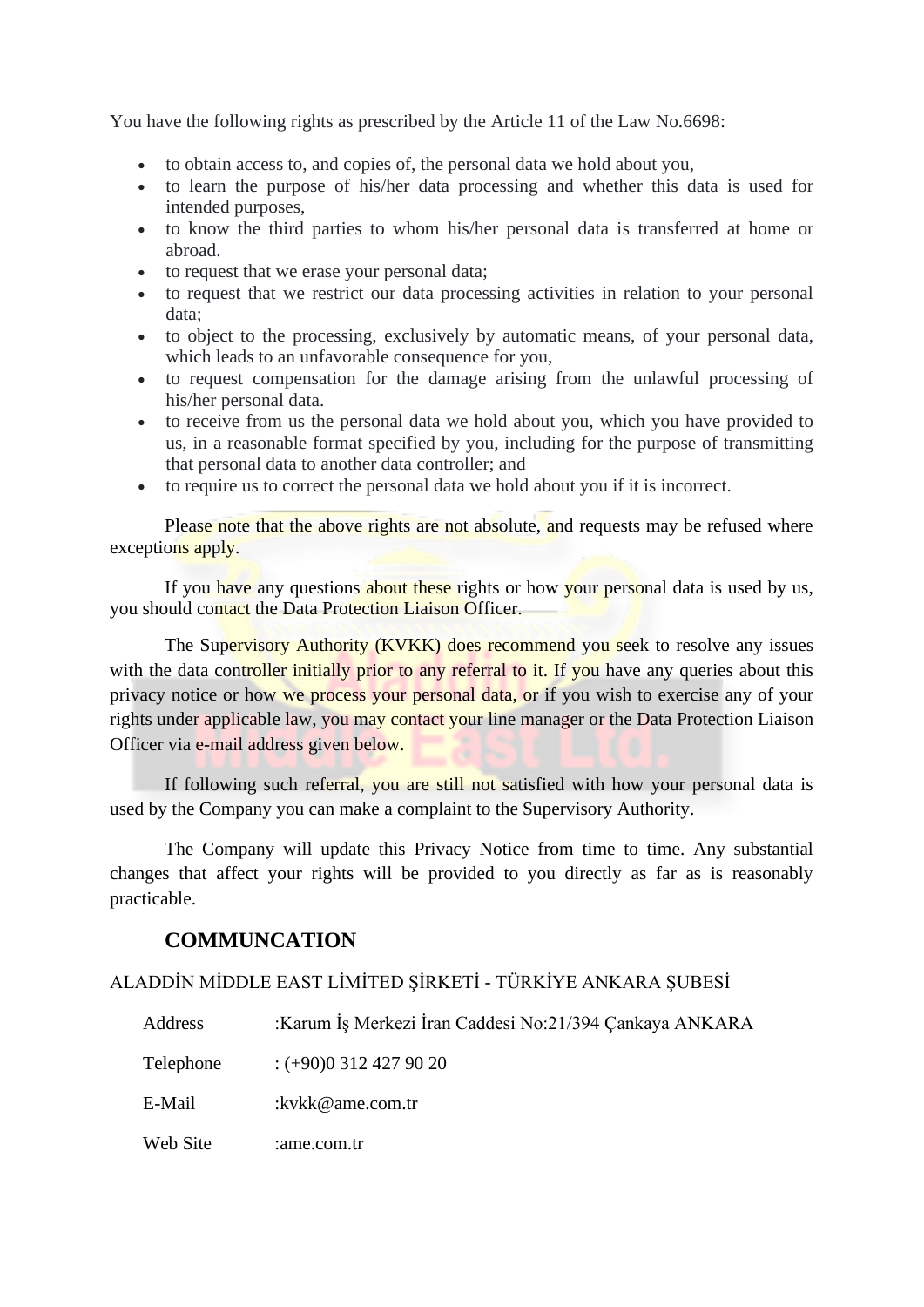You have the following rights as prescribed by the Article 11 of the Law No.6698:

- to obtain access to, and copies of, the personal data we hold about you,
- to learn the purpose of his/her data processing and whether this data is used for intended purposes,
- to know the third parties to whom his/her personal data is transferred at home or abroad.
- to request that we erase your personal data;
- to request that we restrict our data processing activities in relation to your personal data;
- to object to the processing, exclusively by automatic means, of your personal data, which leads to an unfavorable consequence for you,
- to request compensation for the damage arising from the unlawful processing of his/her personal data.
- to receive from us the personal data we hold about you, which you have provided to us, in a reasonable format specified by you, including for the purpose of transmitting that personal data to another data controller; and
- to require us to correct the personal data we hold about you if it is incorrect.

Please note that the above rights are not absolute, and requests may be refused where exceptions apply.

If you have any questions about these rights or how your personal data is used by us, you should contact the Data Protection Liaison Officer.

The Supervisory Authority (KVKK) does recommend you seek to resolve any issues with the data controller initially prior to any referral to it. If you have any queries about this privacy notice or how we process your personal data, or if you wish to exercise any of your rights under applicable law, you may contact your line manager or the Data Protection Liaison Officer via e-mail address given below.

If following such referral, you are still not satisfied with how your personal data is used by the Company you can make a complaint to the Supervisory Authority.

The Company will update this Privacy Notice from time to time. Any substantial changes that affect your rights will be provided to you directly as far as is reasonably practicable.

## COMMUNCATION

ALADDİN MİDDLE EAST LİMİTED ŞİRKETİ - TÜRKİYE ANKARA ŞUBESİ

| | |
|---|---|
| Address | :Karum İş Merkezi İran Caddesi No:21/394 Çankaya ANKARA |
| Telephone | : (+90)0 312 427 90 20 |
| E-Mail | :kvkk@ame.com.tr |
| Web Site | :ame.com.tr |